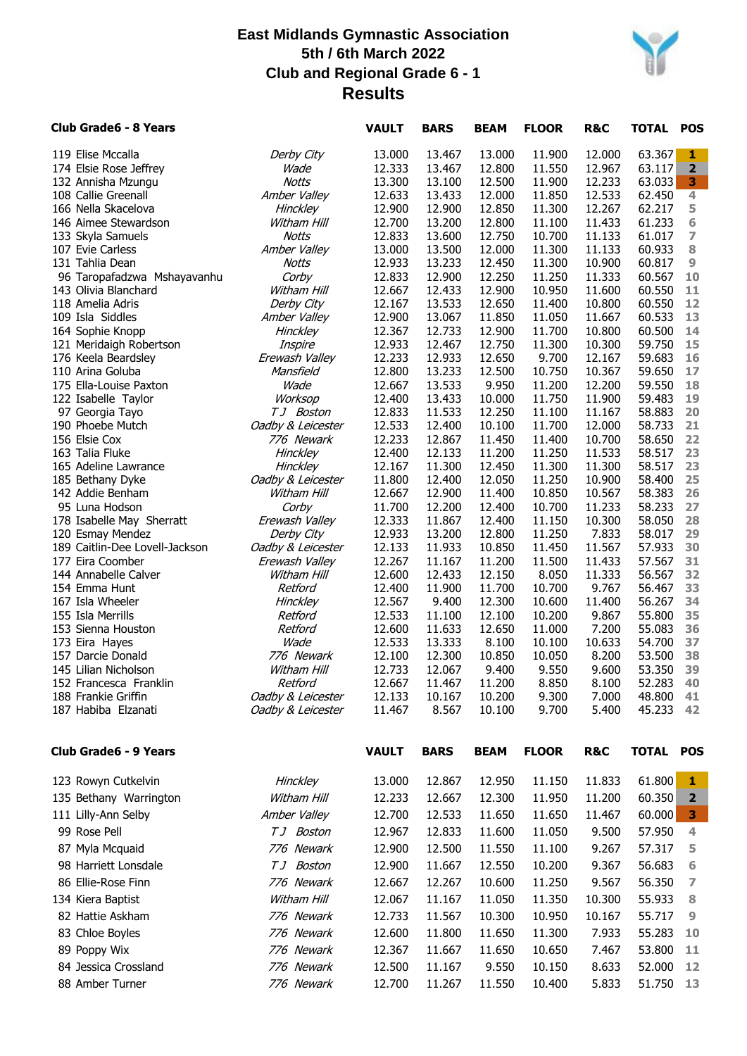# East Midlands Gymnastic Association

## 5th / 6th March 2022

## Club and Regional Grade 6 - 1

## Results

### Club Grade6 - 8 Years

| | Club | VAULT | BARS | BEAM | FLOOR | R&C | TOTAL | POS |
|---|---|---|---|---|---|---|---|---|
| 119 Elise Mccalla | *Derby City* | 13.000 | 13.467 | 13.000 | 11.900 | 12.000 | 63.367 | 1 |
| 174 Elsie Rose Jeffrey | *Wade* | 12.333 | 13.467 | 12.800 | 11.550 | 12.967 | 63.117 | 2 |
| 132 Annisha Mzungu | *Notts* | 13.300 | 13.100 | 12.500 | 11.900 | 12.233 | 63.033 | 3 |
| 108 Callie Greenall | *Amber Valley* | 12.633 | 13.433 | 12.000 | 11.850 | 12.533 | 62.450 | 4 |
| 166 Nella Skacelova | *Hinckley* | 12.900 | 12.900 | 12.850 | 11.300 | 12.267 | 62.217 | 5 |
| 146 Aimee Stewardson | *Witham Hill* | 12.700 | 13.200 | 12.800 | 11.100 | 11.433 | 61.233 | 6 |
| 133 Skyla Samuels | *Notts* | 12.833 | 13.600 | 12.750 | 10.700 | 11.133 | 61.017 | 7 |
| 107 Evie Carless | *Amber Valley* | 13.000 | 13.500 | 12.000 | 11.300 | 11.133 | 60.933 | 8 |
| 131 Tahlia Dean | *Notts* | 12.933 | 13.233 | 12.450 | 11.300 | 10.900 | 60.817 | 9 |
| 96 Taropafadzwa Mshayavanhu | *Corby* | 12.833 | 12.900 | 12.250 | 11.250 | 11.333 | 60.567 | 10 |
| 143 Olivia Blanchard | *Witham Hill* | 12.667 | 12.433 | 12.900 | 10.950 | 11.600 | 60.550 | 11 |
| 118 Amelia Adris | *Derby City* | 12.167 | 13.533 | 12.650 | 11.400 | 10.800 | 60.550 | 12 |
| 109 Isla Siddles | *Amber Valley* | 12.900 | 13.067 | 11.850 | 11.050 | 11.667 | 60.533 | 13 |
| 164 Sophie Knopp | *Hinckley* | 12.367 | 12.733 | 12.900 | 11.700 | 10.800 | 60.500 | 14 |
| 121 Meridaigh Robertson | *Inspire* | 12.933 | 12.467 | 12.750 | 11.300 | 10.300 | 59.750 | 15 |
| 176 Keela Beardsley | *Erewash Valley* | 12.233 | 12.933 | 12.650 | 9.700 | 12.167 | 59.683 | 16 |
| 110 Arina Goluba | *Mansfield* | 12.800 | 13.233 | 12.500 | 10.750 | 10.367 | 59.650 | 17 |
| 175 Ella-Louise Paxton | *Wade* | 12.667 | 13.533 | 9.950 | 11.200 | 12.200 | 59.550 | 18 |
| 122 Isabelle Taylor | *Worksop* | 12.400 | 13.433 | 10.000 | 11.750 | 11.900 | 59.483 | 19 |
| 97 Georgia Tayo | *T J Boston* | 12.833 | 11.533 | 12.250 | 11.100 | 11.167 | 58.883 | 20 |
| 190 Phoebe Mutch | *Oadby & Leicester* | 12.533 | 12.400 | 10.100 | 11.700 | 12.000 | 58.733 | 21 |
| 156 Elsie Cox | *776 Newark* | 12.233 | 12.867 | 11.450 | 11.400 | 10.700 | 58.650 | 22 |
| 163 Talia Fluke | *Hinckley* | 12.400 | 12.133 | 11.200 | 11.250 | 11.533 | 58.517 | 23 |
| 165 Adeline Lawrance | *Hinckley* | 12.167 | 11.300 | 12.450 | 11.300 | 11.300 | 58.517 | 23 |
| 185 Bethany Dyke | *Oadby & Leicester* | 11.800 | 12.400 | 12.050 | 11.250 | 10.900 | 58.400 | 25 |
| 142 Addie Benham | *Witham Hill* | 12.667 | 12.900 | 11.400 | 10.850 | 10.567 | 58.383 | 26 |
| 95 Luna Hodson | *Corby* | 11.700 | 12.200 | 12.400 | 10.700 | 11.233 | 58.233 | 27 |
| 178 Isabelle May Sherratt | *Erewash Valley* | 12.333 | 11.867 | 12.400 | 11.150 | 10.300 | 58.050 | 28 |
| 120 Esmay Mendez | *Derby City* | 12.933 | 13.200 | 12.800 | 11.250 | 7.833 | 58.017 | 29 |
| 189 Caitlin-Dee Lovell-Jackson | *Oadby & Leicester* | 12.133 | 11.933 | 10.850 | 11.450 | 11.567 | 57.933 | 30 |
| 177 Eira Coomber | *Erewash Valley* | 12.267 | 11.167 | 11.200 | 11.500 | 11.433 | 57.567 | 31 |
| 144 Annabelle Calver | *Witham Hill* | 12.600 | 12.433 | 12.150 | 8.050 | 11.333 | 56.567 | 32 |
| 154 Emma Hunt | *Retford* | 12.400 | 11.900 | 11.700 | 10.700 | 9.767 | 56.467 | 33 |
| 167 Isla Wheeler | *Hinckley* | 12.567 | 9.400 | 12.300 | 10.600 | 11.400 | 56.267 | 34 |
| 155 Isla Merrills | *Retford* | 12.533 | 11.100 | 12.100 | 10.200 | 9.867 | 55.800 | 35 |
| 153 Sienna Houston | *Retford* | 12.600 | 11.633 | 12.650 | 11.000 | 7.200 | 55.083 | 36 |
| 173 Eira Hayes | *Wade* | 12.533 | 13.333 | 8.100 | 10.100 | 10.633 | 54.700 | 37 |
| 157 Darcie Donald | *776 Newark* | 12.100 | 12.300 | 10.850 | 10.050 | 8.200 | 53.500 | 38 |
| 145 Lilian Nicholson | *Witham Hill* | 12.733 | 12.067 | 9.400 | 9.550 | 9.600 | 53.350 | 39 |
| 152 Francesca Franklin | *Retford* | 12.667 | 11.467 | 11.200 | 8.850 | 8.100 | 52.283 | 40 |
| 188 Frankie Griffin | *Oadby & Leicester* | 12.133 | 10.167 | 10.200 | 9.300 | 7.000 | 48.800 | 41 |
| 187 Habiba Elzanati | *Oadby & Leicester* | 11.467 | 8.567 | 10.100 | 9.700 | 5.400 | 45.233 | 42 |

### Club Grade6 - 9 Years

| | Club | VAULT | BARS | BEAM | FLOOR | R&C | TOTAL | POS |
|---|---|---|---|---|---|---|---|---|
| 123 Rowyn Cutkelvin | *Hinckley* | 13.000 | 12.867 | 12.950 | 11.150 | 11.833 | 61.800 | 1 |
| 135 Bethany Warrington | *Witham Hill* | 12.233 | 12.667 | 12.300 | 11.950 | 11.200 | 60.350 | 2 |
| 111 Lilly-Ann Selby | *Amber Valley* | 12.700 | 12.533 | 11.650 | 11.650 | 11.467 | 60.000 | 3 |
| 99 Rose Pell | *T J Boston* | 12.967 | 12.833 | 11.600 | 11.050 | 9.500 | 57.950 | 4 |
| 87 Myla Mcquaid | *776 Newark* | 12.900 | 12.500 | 11.550 | 11.100 | 9.267 | 57.317 | 5 |
| 98 Harriett Lonsdale | *T J Boston* | 12.900 | 11.667 | 12.550 | 10.200 | 9.367 | 56.683 | 6 |
| 86 Ellie-Rose Finn | *776 Newark* | 12.667 | 12.267 | 10.600 | 11.250 | 9.567 | 56.350 | 7 |
| 134 Kiera Baptist | *Witham Hill* | 12.067 | 11.167 | 11.050 | 11.350 | 10.300 | 55.933 | 8 |
| 82 Hattie Askham | *776 Newark* | 12.733 | 11.567 | 10.300 | 10.950 | 10.167 | 55.717 | 9 |
| 83 Chloe Boyles | *776 Newark* | 12.600 | 11.800 | 11.650 | 11.300 | 7.933 | 55.283 | 10 |
| 89 Poppy Wix | *776 Newark* | 12.367 | 11.667 | 11.650 | 10.650 | 7.467 | 53.800 | 11 |
| 84 Jessica Crossland | *776 Newark* | 12.500 | 11.167 | 9.550 | 10.150 | 8.633 | 52.000 | 12 |
| 88 Amber Turner | *776 Newark* | 12.700 | 11.267 | 11.550 | 10.400 | 5.833 | 51.750 | 13 |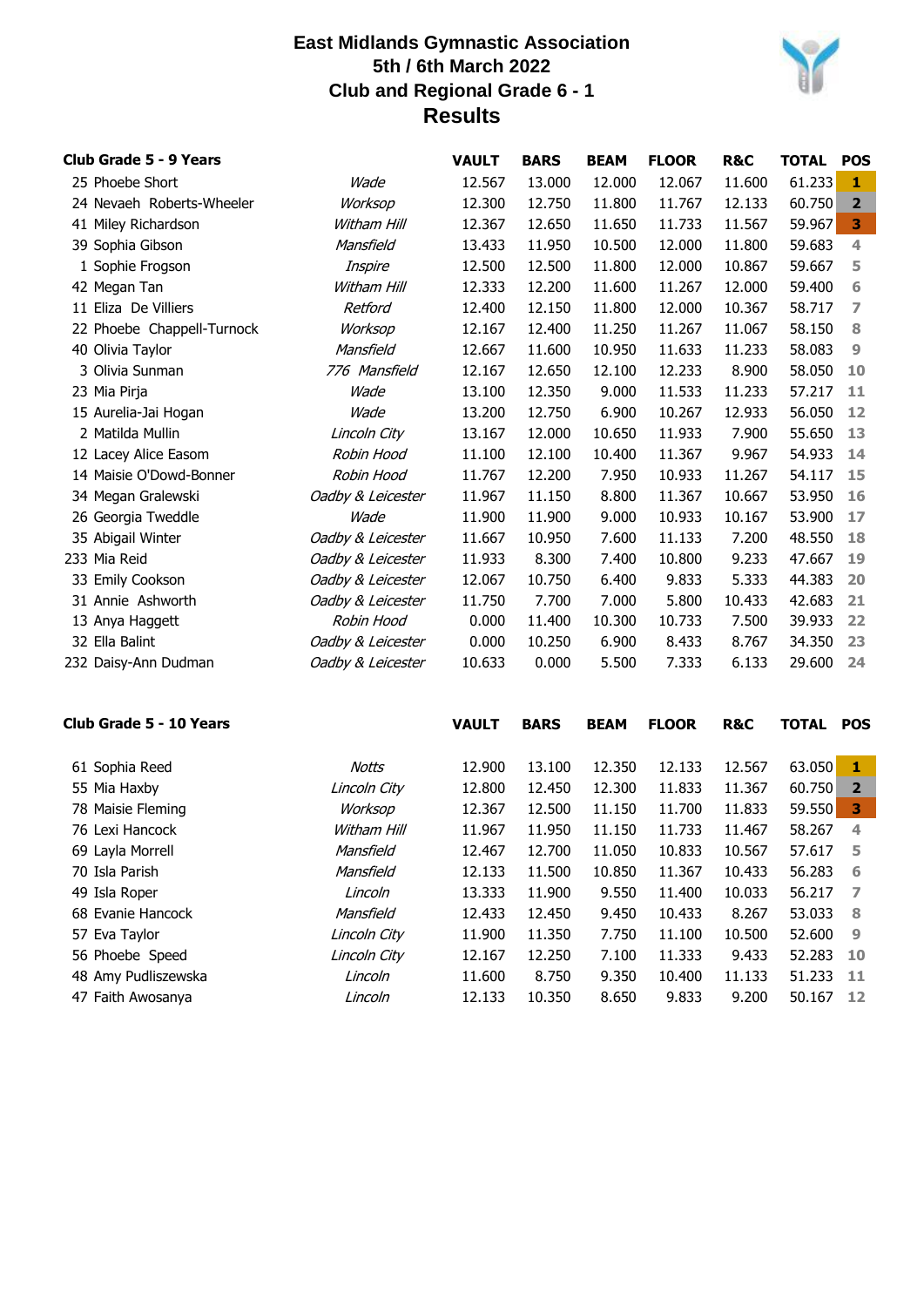# East Midlands Gymnastic Association
## 5th / 6th March 2022
## Club and Regional Grade 6 - 1
## Results

| Club Grade 5 - 9 Years | | VAULT | BARS | BEAM | FLOOR | R&C | TOTAL | POS |
|---|---|---|---|---|---|---|---|---|
| 25 Phoebe Short | *Wade* | 12.567 | 13.000 | 12.000 | 12.067 | 11.600 | 61.233 | 1 |
| 24 Nevaeh Roberts-Wheeler | *Worksop* | 12.300 | 12.750 | 11.800 | 11.767 | 12.133 | 60.750 | 2 |
| 41 Miley Richardson | *Witham Hill* | 12.367 | 12.650 | 11.650 | 11.733 | 11.567 | 59.967 | 3 |
| 39 Sophia Gibson | *Mansfield* | 13.433 | 11.950 | 10.500 | 12.000 | 11.800 | 59.683 | 4 |
| 1 Sophie Frogson | *Inspire* | 12.500 | 12.500 | 11.800 | 12.000 | 10.867 | 59.667 | 5 |
| 42 Megan Tan | *Witham Hill* | 12.333 | 12.200 | 11.600 | 11.267 | 12.000 | 59.400 | 6 |
| 11 Eliza De Villiers | *Retford* | 12.400 | 12.150 | 11.800 | 12.000 | 10.367 | 58.717 | 7 |
| 22 Phoebe Chappell-Turnock | *Worksop* | 12.167 | 12.400 | 11.250 | 11.267 | 11.067 | 58.150 | 8 |
| 40 Olivia Taylor | *Mansfield* | 12.667 | 11.600 | 10.950 | 11.633 | 11.233 | 58.083 | 9 |
| 3 Olivia Sunman | *776 Mansfield* | 12.167 | 12.650 | 12.100 | 12.233 | 8.900 | 58.050 | 10 |
| 23 Mia Pirja | *Wade* | 13.100 | 12.350 | 9.000 | 11.533 | 11.233 | 57.217 | 11 |
| 15 Aurelia-Jai Hogan | *Wade* | 13.200 | 12.750 | 6.900 | 10.267 | 12.933 | 56.050 | 12 |
| 2 Matilda Mullin | *Lincoln City* | 13.167 | 12.000 | 10.650 | 11.933 | 7.900 | 55.650 | 13 |
| 12 Lacey Alice Easom | *Robin Hood* | 11.100 | 12.100 | 10.400 | 11.367 | 9.967 | 54.933 | 14 |
| 14 Maisie O'Dowd-Bonner | *Robin Hood* | 11.767 | 12.200 | 7.950 | 10.933 | 11.267 | 54.117 | 15 |
| 34 Megan Gralewski | *Oadby & Leicester* | 11.967 | 11.150 | 8.800 | 11.367 | 10.667 | 53.950 | 16 |
| 26 Georgia Tweddle | *Wade* | 11.900 | 11.900 | 9.000 | 10.933 | 10.167 | 53.900 | 17 |
| 35 Abigail Winter | *Oadby & Leicester* | 11.667 | 10.950 | 7.600 | 11.133 | 7.200 | 48.550 | 18 |
| 233 Mia Reid | *Oadby & Leicester* | 11.933 | 8.300 | 7.400 | 10.800 | 9.233 | 47.667 | 19 |
| 33 Emily Cookson | *Oadby & Leicester* | 12.067 | 10.750 | 6.400 | 9.833 | 5.333 | 44.383 | 20 |
| 31 Annie Ashworth | *Oadby & Leicester* | 11.750 | 7.700 | 7.000 | 5.800 | 10.433 | 42.683 | 21 |
| 13 Anya Haggett | *Robin Hood* | 0.000 | 11.400 | 10.300 | 10.733 | 7.500 | 39.933 | 22 |
| 32 Ella Balint | *Oadby & Leicester* | 0.000 | 10.250 | 6.900 | 8.433 | 8.767 | 34.350 | 23 |
| 232 Daisy-Ann Dudman | *Oadby & Leicester* | 10.633 | 0.000 | 5.500 | 7.333 | 6.133 | 29.600 | 24 |

| Club Grade 5 - 10 Years | | VAULT | BARS | BEAM | FLOOR | R&C | TOTAL | POS |
|---|---|---|---|---|---|---|---|---|
| 61 Sophia Reed | *Notts* | 12.900 | 13.100 | 12.350 | 12.133 | 12.567 | 63.050 | 1 |
| 55 Mia Haxby | *Lincoln City* | 12.800 | 12.450 | 12.300 | 11.833 | 11.367 | 60.750 | 2 |
| 78 Maisie Fleming | *Worksop* | 12.367 | 12.500 | 11.150 | 11.700 | 11.833 | 59.550 | 3 |
| 76 Lexi Hancock | *Witham Hill* | 11.967 | 11.950 | 11.150 | 11.733 | 11.467 | 58.267 | 4 |
| 69 Layla Morrell | *Mansfield* | 12.467 | 12.700 | 11.050 | 10.833 | 10.567 | 57.617 | 5 |
| 70 Isla Parish | *Mansfield* | 12.133 | 11.500 | 10.850 | 11.367 | 10.433 | 56.283 | 6 |
| 49 Isla Roper | *Lincoln* | 13.333 | 11.900 | 9.550 | 11.400 | 10.033 | 56.217 | 7 |
| 68 Evanie Hancock | *Mansfield* | 12.433 | 12.450 | 9.450 | 10.433 | 8.267 | 53.033 | 8 |
| 57 Eva Taylor | *Lincoln City* | 11.900 | 11.350 | 7.750 | 11.100 | 10.500 | 52.600 | 9 |
| 56 Phoebe Speed | *Lincoln City* | 12.167 | 12.250 | 7.100 | 11.333 | 9.433 | 52.283 | 10 |
| 48 Amy Pudliszewska | *Lincoln* | 11.600 | 8.750 | 9.350 | 10.400 | 11.133 | 51.233 | 11 |
| 47 Faith Awosanya | *Lincoln* | 12.133 | 10.350 | 8.650 | 9.833 | 9.200 | 50.167 | 12 |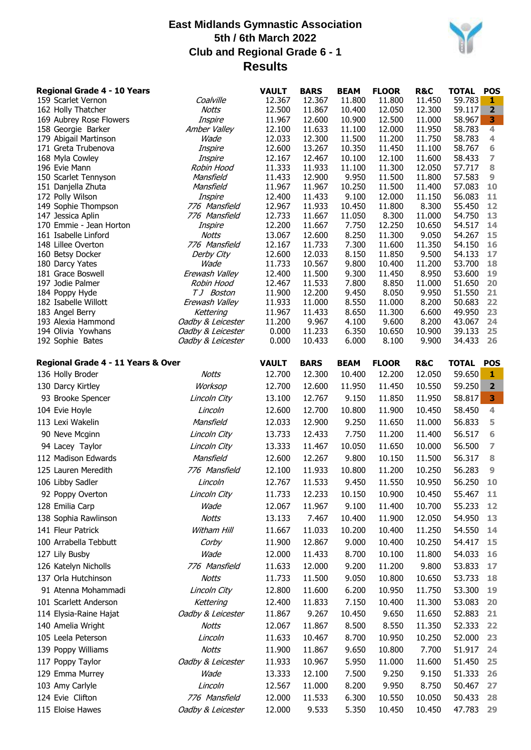# East Midlands Gymnastic Association
## 5th / 6th March 2022
## Club and Regional Grade 6 - 1
## Results

| Regional Grade 4 - 10 Years | | VAULT | BARS | BEAM | FLOOR | R&C | TOTAL | POS |
|---|---|---|---|---|---|---|---|---|
| 159 Scarlet Vernon | *Coalville* | 12.367 | 12.367 | 11.800 | 11.800 | 11.450 | 59.783 | 1 |
| 162 Holly Thatcher | *Notts* | 12.500 | 11.867 | 10.400 | 12.050 | 12.300 | 59.117 | 2 |
| 169 Aubrey Rose Flowers | *Inspire* | 11.967 | 12.600 | 10.900 | 12.500 | 11.000 | 58.967 | 3 |
| 158 Georgie Barker | *Amber Valley* | 12.100 | 11.633 | 11.100 | 12.000 | 11.950 | 58.783 | 4 |
| 179 Abigail Martinson | *Wade* | 12.033 | 12.300 | 11.500 | 11.200 | 11.750 | 58.783 | 4 |
| 171 Greta Trubenova | *Inspire* | 12.600 | 13.267 | 10.350 | 11.450 | 11.100 | 58.767 | 6 |
| 168 Myla Cowley | *Inspire* | 12.167 | 12.467 | 10.100 | 12.100 | 11.600 | 58.433 | 7 |
| 196 Evie Mann | *Robin Hood* | 11.333 | 11.933 | 11.100 | 11.300 | 12.050 | 57.717 | 8 |
| 150 Scarlet Tennyson | *Mansfield* | 11.433 | 12.900 | 9.950 | 11.500 | 11.800 | 57.583 | 9 |
| 151 Danjella Zhuta | *Mansfield* | 11.967 | 11.967 | 10.250 | 11.500 | 11.400 | 57.083 | 10 |
| 172 Polly Wilson | *Inspire* | 12.400 | 11.433 | 9.100 | 12.000 | 11.150 | 56.083 | 11 |
| 149 Sophie Thompson | *776 Mansfield* | 12.967 | 11.933 | 10.450 | 11.800 | 8.300 | 55.450 | 12 |
| 147 Jessica Aplin | *776 Mansfield* | 12.733 | 11.667 | 11.050 | 8.300 | 11.000 | 54.750 | 13 |
| 170 Emmie - Jean Horton | *Inspire* | 12.200 | 11.667 | 7.750 | 12.250 | 10.650 | 54.517 | 14 |
| 161 Isabelle Linford | *Notts* | 13.067 | 12.600 | 8.250 | 11.300 | 9.050 | 54.267 | 15 |
| 148 Lillee Overton | *776 Mansfield* | 12.167 | 11.733 | 7.300 | 11.600 | 11.350 | 54.150 | 16 |
| 160 Betsy Docker | *Derby City* | 12.600 | 12.033 | 8.150 | 11.850 | 9.500 | 54.133 | 17 |
| 180 Darcy Yates | *Wade* | 11.733 | 10.567 | 9.800 | 10.400 | 11.200 | 53.700 | 18 |
| 181 Grace Boswell | *Erewash Valley* | 12.400 | 11.500 | 9.300 | 11.450 | 8.950 | 53.600 | 19 |
| 197 Jodie Palmer | *Robin Hood* | 12.467 | 11.533 | 7.800 | 8.850 | 11.000 | 51.650 | 20 |
| 184 Poppy Hyde | *TJ Boston* | 11.900 | 12.200 | 9.450 | 8.050 | 9.950 | 51.550 | 21 |
| 182 Isabelle Willott | *Erewash Valley* | 11.933 | 11.000 | 8.550 | 11.000 | 8.200 | 50.683 | 22 |
| 183 Angel Berry | *Kettering* | 11.967 | 11.433 | 8.650 | 11.300 | 6.600 | 49.950 | 23 |
| 193 Alexia Hammond | *Oadby & Leicester* | 11.200 | 9.967 | 4.100 | 9.600 | 8.200 | 43.067 | 24 |
| 194 Olivia Yowhans | *Oadby & Leicester* | 0.000 | 11.233 | 6.350 | 10.650 | 10.900 | 39.133 | 25 |
| 192 Sophie Bates | *Oadby & Leicester* | 0.000 | 10.433 | 6.000 | 8.100 | 9.900 | 34.433 | 26 |

| Regional Grade 4 - 11 Years & Over | | VAULT | BARS | BEAM | FLOOR | R&C | TOTAL | POS |
|---|---|---|---|---|---|---|---|---|
| 136 Holly Broder | *Notts* | 12.700 | 12.300 | 10.400 | 12.200 | 12.050 | 59.650 | 1 |
| 130 Darcy Kirtley | *Worksop* | 12.700 | 12.600 | 11.950 | 11.450 | 10.550 | 59.250 | 2 |
| 93 Brooke Spencer | *Lincoln City* | 13.100 | 12.767 | 9.150 | 11.850 | 11.950 | 58.817 | 3 |
| 104 Evie Hoyle | *Lincoln* | 12.600 | 12.700 | 10.800 | 11.900 | 10.450 | 58.450 | 4 |
| 113 Lexi Wakelin | *Mansfield* | 12.033 | 12.900 | 9.250 | 11.650 | 11.000 | 56.833 | 5 |
| 90 Neve Mcginn | *Lincoln City* | 13.733 | 12.433 | 7.750 | 11.200 | 11.400 | 56.517 | 6 |
| 94 Lacey Taylor | *Lincoln City* | 13.333 | 11.467 | 10.050 | 11.650 | 10.000 | 56.500 | 7 |
| 112 Madison Edwards | *Mansfield* | 12.600 | 12.267 | 9.800 | 10.150 | 11.500 | 56.317 | 8 |
| 125 Lauren Meredith | *776 Mansfield* | 12.100 | 11.933 | 10.800 | 11.200 | 10.250 | 56.283 | 9 |
| 106 Libby Sadler | *Lincoln* | 12.767 | 11.533 | 9.450 | 11.550 | 10.950 | 56.250 | 10 |
| 92 Poppy Overton | *Lincoln City* | 11.733 | 12.233 | 10.150 | 10.900 | 10.450 | 55.467 | 11 |
| 128 Emilia Carp | *Wade* | 12.067 | 11.967 | 9.100 | 11.400 | 10.700 | 55.233 | 12 |
| 138 Sophia Rawlinson | *Notts* | 13.133 | 7.467 | 10.400 | 11.900 | 12.050 | 54.950 | 13 |
| 141 Fleur Patrick | *Witham Hill* | 11.667 | 11.033 | 10.200 | 10.400 | 11.250 | 54.550 | 14 |
| 100 Arrabella Tebbutt | *Corby* | 11.900 | 12.867 | 9.000 | 10.400 | 10.250 | 54.417 | 15 |
| 127 Lily Busby | *Wade* | 12.000 | 11.433 | 8.700 | 10.100 | 11.800 | 54.033 | 16 |
| 126 Katelyn Nicholls | *776 Mansfield* | 11.633 | 12.000 | 9.200 | 11.200 | 9.800 | 53.833 | 17 |
| 137 Orla Hutchinson | *Notts* | 11.733 | 11.500 | 9.050 | 10.800 | 10.650 | 53.733 | 18 |
| 91 Atenna Mohammadi | *Lincoln City* | 12.800 | 11.600 | 6.200 | 10.950 | 11.750 | 53.300 | 19 |
| 101 Scarlett Anderson | *Kettering* | 12.400 | 11.833 | 7.150 | 10.400 | 11.300 | 53.083 | 20 |
| 114 Elysia-Raine Hajat | *Oadby & Leicester* | 11.867 | 9.267 | 10.450 | 9.650 | 11.650 | 52.883 | 21 |
| 140 Amelia Wright | *Notts* | 12.067 | 11.867 | 8.500 | 8.550 | 11.350 | 52.333 | 22 |
| 105 Leela Peterson | *Lincoln* | 11.633 | 10.467 | 8.700 | 10.950 | 10.250 | 52.000 | 23 |
| 139 Poppy Williams | *Notts* | 11.900 | 11.867 | 9.650 | 10.800 | 7.700 | 51.917 | 24 |
| 117 Poppy Taylor | *Oadby & Leicester* | 11.933 | 10.967 | 5.950 | 11.000 | 11.600 | 51.450 | 25 |
| 129 Emma Murrey | *Wade* | 13.333 | 12.100 | 7.500 | 9.250 | 9.150 | 51.333 | 26 |
| 103 Amy Carlyle | *Lincoln* | 12.567 | 11.000 | 8.200 | 9.950 | 8.750 | 50.467 | 27 |
| 124 Evie Clifton | *776 Mansfield* | 12.000 | 11.533 | 6.300 | 10.550 | 10.050 | 50.433 | 28 |
| 115 Eloise Hawes | *Oadby & Leicester* | 12.000 | 9.533 | 5.350 | 10.450 | 10.450 | 47.783 | 29 |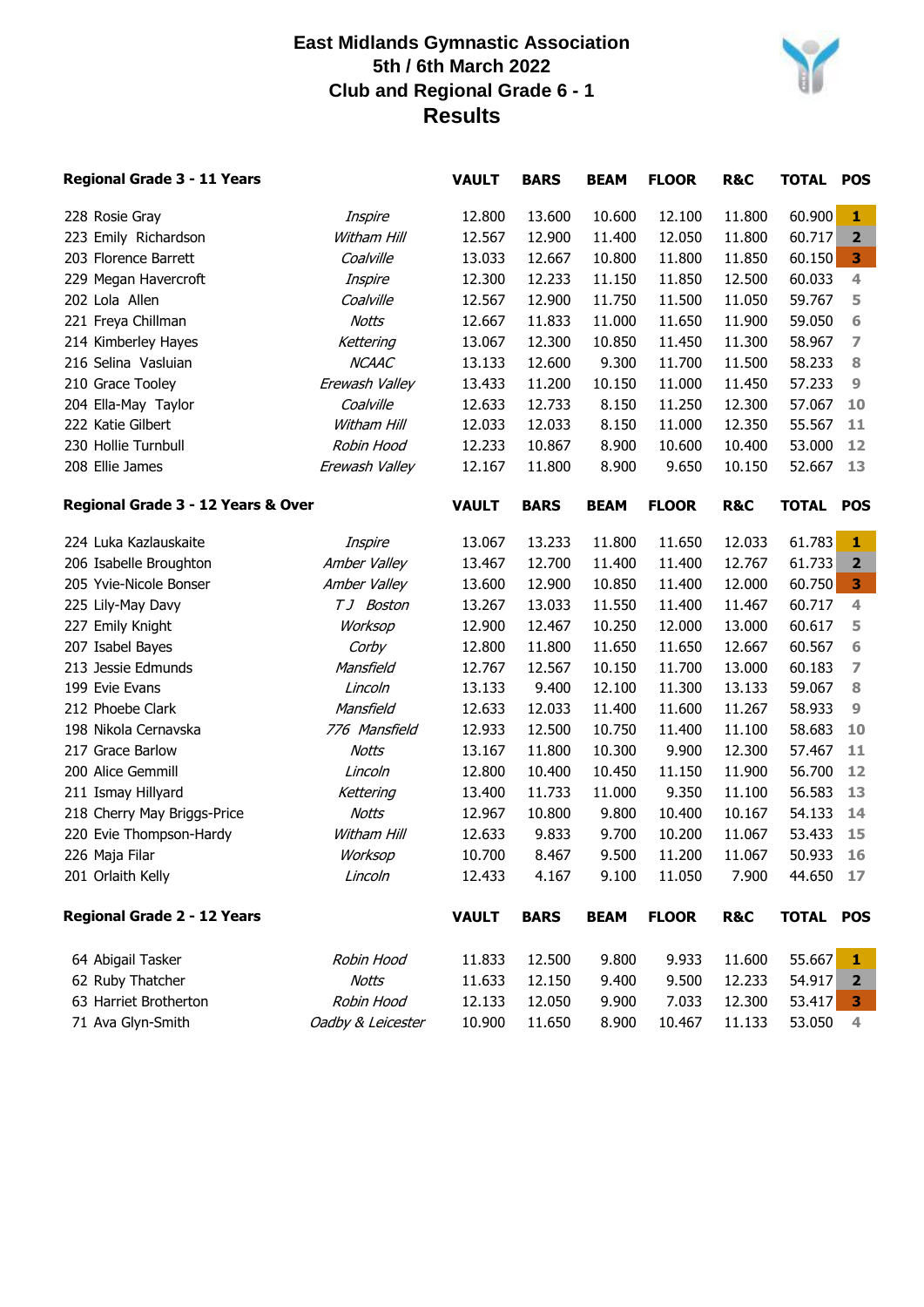# East Midlands Gymnastic Association
## 5th / 6th March 2022
## Club and Regional Grade 6 - 1
## Results

| Regional Grade 3 - 11 Years | | VAULT | BARS | BEAM | FLOOR | R&C | TOTAL | POS |
|---|---|---|---|---|---|---|---|---|
| 228 Rosie Gray | *Inspire* | 12.800 | 13.600 | 10.600 | 12.100 | 11.800 | 60.900 | 1 |
| 223 Emily Richardson | *Witham Hill* | 12.567 | 12.900 | 11.400 | 12.050 | 11.800 | 60.717 | 2 |
| 203 Florence Barrett | *Coalville* | 13.033 | 12.667 | 10.800 | 11.800 | 11.850 | 60.150 | 3 |
| 229 Megan Havercroft | *Inspire* | 12.300 | 12.233 | 11.150 | 11.850 | 12.500 | 60.033 | 4 |
| 202 Lola Allen | *Coalville* | 12.567 | 12.900 | 11.750 | 11.500 | 11.050 | 59.767 | 5 |
| 221 Freya Chillman | *Notts* | 12.667 | 11.833 | 11.000 | 11.650 | 11.900 | 59.050 | 6 |
| 214 Kimberley Hayes | *Kettering* | 13.067 | 12.300 | 10.850 | 11.450 | 11.300 | 58.967 | 7 |
| 216 Selina Vasluian | *NCAAC* | 13.133 | 12.600 | 9.300 | 11.700 | 11.500 | 58.233 | 8 |
| 210 Grace Tooley | *Erewash Valley* | 13.433 | 11.200 | 10.150 | 11.000 | 11.450 | 57.233 | 9 |
| 204 Ella-May Taylor | *Coalville* | 12.633 | 12.733 | 8.150 | 11.250 | 12.300 | 57.067 | 10 |
| 222 Katie Gilbert | *Witham Hill* | 12.033 | 12.033 | 8.150 | 11.000 | 12.350 | 55.567 | 11 |
| 230 Hollie Turnbull | *Robin Hood* | 12.233 | 10.867 | 8.900 | 10.600 | 10.400 | 53.000 | 12 |
| 208 Ellie James | *Erewash Valley* | 12.167 | 11.800 | 8.900 | 9.650 | 10.150 | 52.667 | 13 |

| Regional Grade 3 - 12 Years & Over | | VAULT | BARS | BEAM | FLOOR | R&C | TOTAL | POS |
|---|---|---|---|---|---|---|---|---|
| 224 Luka Kazlauskaite | *Inspire* | 13.067 | 13.233 | 11.800 | 11.650 | 12.033 | 61.783 | 1 |
| 206 Isabelle Broughton | *Amber Valley* | 13.467 | 12.700 | 11.400 | 11.400 | 12.767 | 61.733 | 2 |
| 205 Yvie-Nicole Bonser | *Amber Valley* | 13.600 | 12.900 | 10.850 | 11.400 | 12.000 | 60.750 | 3 |
| 225 Lily-May Davy | *T J Boston* | 13.267 | 13.033 | 11.550 | 11.400 | 11.467 | 60.717 | 4 |
| 227 Emily Knight | *Worksop* | 12.900 | 12.467 | 10.250 | 12.000 | 13.000 | 60.617 | 5 |
| 207 Isabel Bayes | *Corby* | 12.800 | 11.800 | 11.650 | 11.650 | 12.667 | 60.567 | 6 |
| 213 Jessie Edmunds | *Mansfield* | 12.767 | 12.567 | 10.150 | 11.700 | 13.000 | 60.183 | 7 |
| 199 Evie Evans | *Lincoln* | 13.133 | 9.400 | 12.100 | 11.300 | 13.133 | 59.067 | 8 |
| 212 Phoebe Clark | *Mansfield* | 12.633 | 12.033 | 11.400 | 11.600 | 11.267 | 58.933 | 9 |
| 198 Nikola Cernavska | *776 Mansfield* | 12.933 | 12.500 | 10.750 | 11.400 | 11.100 | 58.683 | 10 |
| 217 Grace Barlow | *Notts* | 13.167 | 11.800 | 10.300 | 9.900 | 12.300 | 57.467 | 11 |
| 200 Alice Gemmill | *Lincoln* | 12.800 | 10.400 | 10.450 | 11.150 | 11.900 | 56.700 | 12 |
| 211 Ismay Hillyard | *Kettering* | 13.400 | 11.733 | 11.000 | 9.350 | 11.100 | 56.583 | 13 |
| 218 Cherry May Briggs-Price | *Notts* | 12.967 | 10.800 | 9.800 | 10.400 | 10.167 | 54.133 | 14 |
| 220 Evie Thompson-Hardy | *Witham Hill* | 12.633 | 9.833 | 9.700 | 10.200 | 11.067 | 53.433 | 15 |
| 226 Maja Filar | *Worksop* | 10.700 | 8.467 | 9.500 | 11.200 | 11.067 | 50.933 | 16 |
| 201 Orlaith Kelly | *Lincoln* | 12.433 | 4.167 | 9.100 | 11.050 | 7.900 | 44.650 | 17 |

| Regional Grade 2 - 12 Years | | VAULT | BARS | BEAM | FLOOR | R&C | TOTAL | POS |
|---|---|---|---|---|---|---|---|---|
| 64 Abigail Tasker | *Robin Hood* | 11.833 | 12.500 | 9.800 | 9.933 | 11.600 | 55.667 | 1 |
| 62 Ruby Thatcher | *Notts* | 11.633 | 12.150 | 9.400 | 9.500 | 12.233 | 54.917 | 2 |
| 63 Harriet Brotherton | *Robin Hood* | 12.133 | 12.050 | 9.900 | 7.033 | 12.300 | 53.417 | 3 |
| 71 Ava Glyn-Smith | *Oadby & Leicester* | 10.900 | 11.650 | 8.900 | 10.467 | 11.133 | 53.050 | 4 |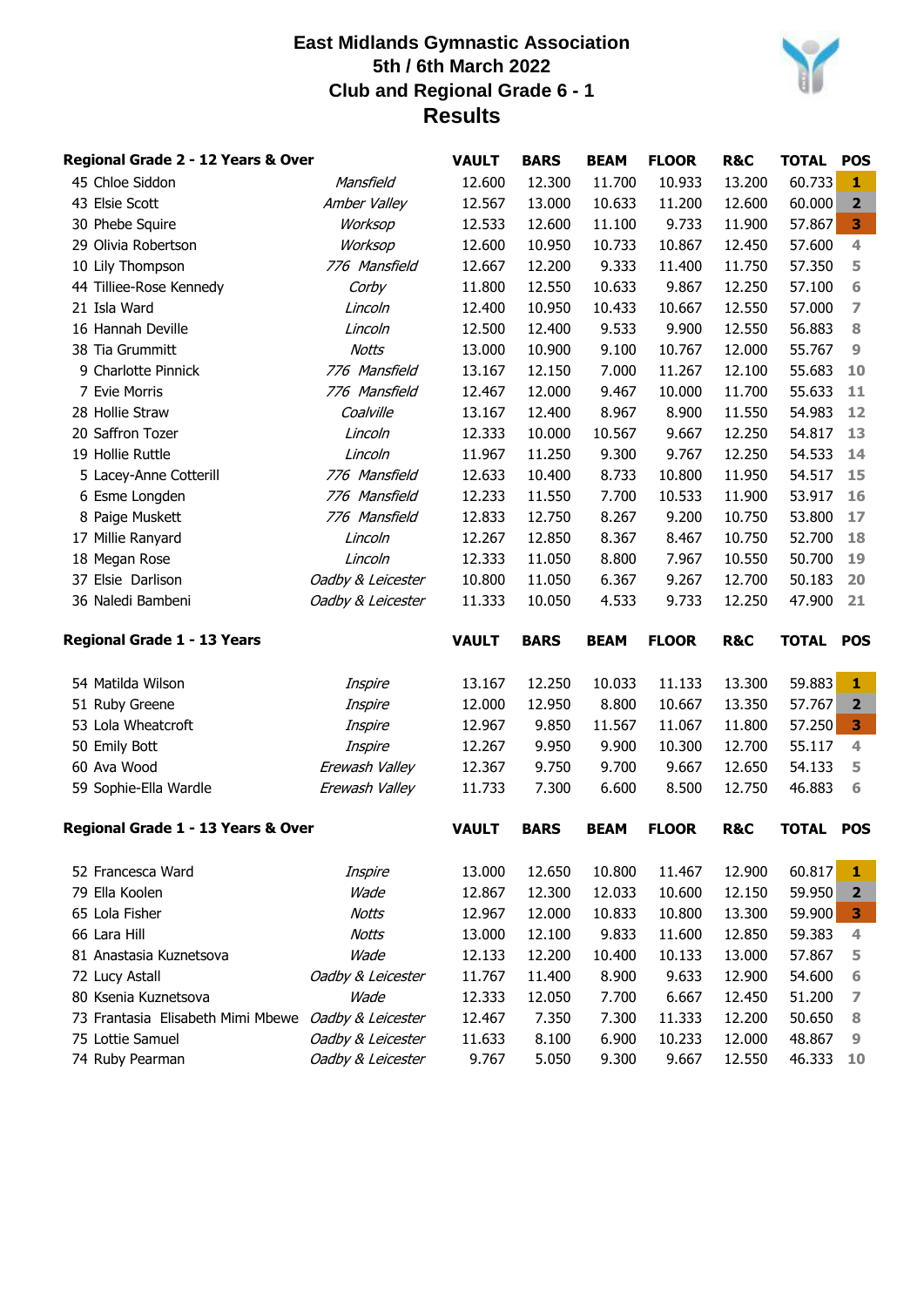# East Midlands Gymnastic Association
## 5th / 6th March 2022
## Club and Regional Grade 6 - 1
## Results

| Regional Grade 2 - 12 Years & Over | | VAULT | BARS | BEAM | FLOOR | R&C | TOTAL | POS |
|---|---|---|---|---|---|---|---|---|
| 45 Chloe Siddon | *Mansfield* | 12.600 | 12.300 | 11.700 | 10.933 | 13.200 | 60.733 | 1 |
| 43 Elsie Scott | *Amber Valley* | 12.567 | 13.000 | 10.633 | 11.200 | 12.600 | 60.000 | 2 |
| 30 Phebe Squire | *Worksop* | 12.533 | 12.600 | 11.100 | 9.733 | 11.900 | 57.867 | 3 |
| 29 Olivia Robertson | *Worksop* | 12.600 | 10.950 | 10.733 | 10.867 | 12.450 | 57.600 | 4 |
| 10 Lily Thompson | *776 Mansfield* | 12.667 | 12.200 | 9.333 | 11.400 | 11.750 | 57.350 | 5 |
| 44 Tilliee-Rose Kennedy | *Corby* | 11.800 | 12.550 | 10.633 | 9.867 | 12.250 | 57.100 | 6 |
| 21 Isla Ward | *Lincoln* | 12.400 | 10.950 | 10.433 | 10.667 | 12.550 | 57.000 | 7 |
| 16 Hannah Deville | *Lincoln* | 12.500 | 12.400 | 9.533 | 9.900 | 12.550 | 56.883 | 8 |
| 38 Tia Grummitt | *Notts* | 13.000 | 10.900 | 9.100 | 10.767 | 12.000 | 55.767 | 9 |
| 9 Charlotte Pinnick | *776 Mansfield* | 13.167 | 12.150 | 7.000 | 11.267 | 12.100 | 55.683 | 10 |
| 7 Evie Morris | *776 Mansfield* | 12.467 | 12.000 | 9.467 | 10.000 | 11.700 | 55.633 | 11 |
| 28 Hollie Straw | *Coalville* | 13.167 | 12.400 | 8.967 | 8.900 | 11.550 | 54.983 | 12 |
| 20 Saffron Tozer | *Lincoln* | 12.333 | 10.000 | 10.567 | 9.667 | 12.250 | 54.817 | 13 |
| 19 Hollie Ruttle | *Lincoln* | 11.967 | 11.250 | 9.300 | 9.767 | 12.250 | 54.533 | 14 |
| 5 Lacey-Anne Cotterill | *776 Mansfield* | 12.633 | 10.400 | 8.733 | 10.800 | 11.950 | 54.517 | 15 |
| 6 Esme Longden | *776 Mansfield* | 12.233 | 11.550 | 7.700 | 10.533 | 11.900 | 53.917 | 16 |
| 8 Paige Muskett | *776 Mansfield* | 12.833 | 12.750 | 8.267 | 9.200 | 10.750 | 53.800 | 17 |
| 17 Millie Ranyard | *Lincoln* | 12.267 | 12.850 | 8.367 | 8.467 | 10.750 | 52.700 | 18 |
| 18 Megan Rose | *Lincoln* | 12.333 | 11.050 | 8.800 | 7.967 | 10.550 | 50.700 | 19 |
| 37 Elsie Darlison | *Oadby & Leicester* | 10.800 | 11.050 | 6.367 | 9.267 | 12.700 | 50.183 | 20 |
| 36 Naledi Bambeni | *Oadby & Leicester* | 11.333 | 10.050 | 4.533 | 9.733 | 12.250 | 47.900 | 21 |

| Regional Grade 1 - 13 Years | | VAULT | BARS | BEAM | FLOOR | R&C | TOTAL | POS |
|---|---|---|---|---|---|---|---|---|
| 54 Matilda Wilson | *Inspire* | 13.167 | 12.250 | 10.033 | 11.133 | 13.300 | 59.883 | 1 |
| 51 Ruby Greene | *Inspire* | 12.000 | 12.950 | 8.800 | 10.667 | 13.350 | 57.767 | 2 |
| 53 Lola Wheatcroft | *Inspire* | 12.967 | 9.850 | 11.567 | 11.067 | 11.800 | 57.250 | 3 |
| 50 Emily Bott | *Inspire* | 12.267 | 9.950 | 9.900 | 10.300 | 12.700 | 55.117 | 4 |
| 60 Ava Wood | *Erewash Valley* | 12.367 | 9.750 | 9.700 | 9.667 | 12.650 | 54.133 | 5 |
| 59 Sophie-Ella Wardle | *Erewash Valley* | 11.733 | 7.300 | 6.600 | 8.500 | 12.750 | 46.883 | 6 |

| Regional Grade 1 - 13 Years & Over | | VAULT | BARS | BEAM | FLOOR | R&C | TOTAL | POS |
|---|---|---|---|---|---|---|---|---|
| 52 Francesca Ward | *Inspire* | 13.000 | 12.650 | 10.800 | 11.467 | 12.900 | 60.817 | 1 |
| 79 Ella Koolen | *Wade* | 12.867 | 12.300 | 12.033 | 10.600 | 12.150 | 59.950 | 2 |
| 65 Lola Fisher | *Notts* | 12.967 | 12.000 | 10.833 | 10.800 | 13.300 | 59.900 | 3 |
| 66 Lara Hill | *Notts* | 13.000 | 12.100 | 9.833 | 11.600 | 12.850 | 59.383 | 4 |
| 81 Anastasia Kuznetsova | *Wade* | 12.133 | 12.200 | 10.400 | 10.133 | 13.000 | 57.867 | 5 |
| 72 Lucy Astall | *Oadby & Leicester* | 11.767 | 11.400 | 8.900 | 9.633 | 12.900 | 54.600 | 6 |
| 80 Ksenia Kuznetsova | *Wade* | 12.333 | 12.050 | 7.700 | 6.667 | 12.450 | 51.200 | 7 |
| 73 Frantasia Elisabeth Mimi Mbewe | *Oadby & Leicester* | 12.467 | 7.350 | 7.300 | 11.333 | 12.200 | 50.650 | 8 |
| 75 Lottie Samuel | *Oadby & Leicester* | 11.633 | 8.100 | 6.900 | 10.233 | 12.000 | 48.867 | 9 |
| 74 Ruby Pearman | *Oadby & Leicester* | 9.767 | 5.050 | 9.300 | 9.667 | 12.550 | 46.333 | 10 |